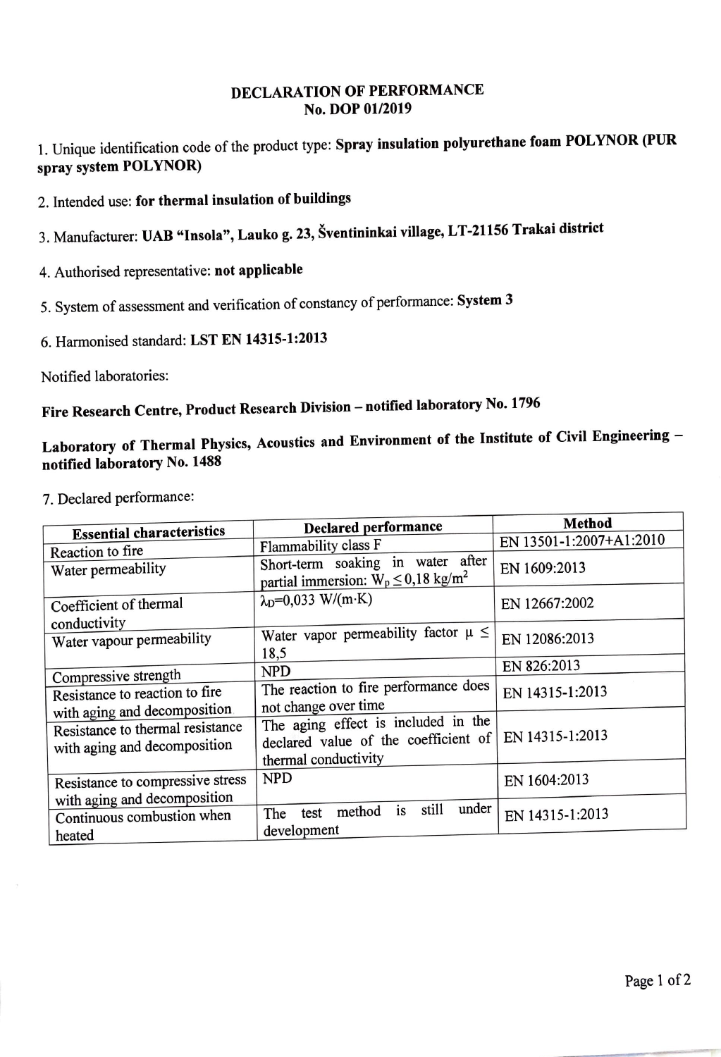# DECLARATION OF PERFORMANCE
## No. DOP 01/2019

1. Unique identification code of the product type: **Spray insulation polyurethane foam POLYNOR (PUR spray system POLYNOR)**

2. Intended use: **for thermal insulation of buildings**

3. Manufacturer: **UAB "Insola", Lauko g. 23, Šventininkai village, LT-21156 Trakai district**

4. Authorised representative: **not applicable**

5. System of assessment and verification of constancy of performance: **System 3**

6. Harmonised standard: **LST EN 14315-1:2013**

Notified laboratories:

**Fire Research Centre, Product Research Division – notified laboratory No. 1796**

**Laboratory of Thermal Physics, Acoustics and Environment of the Institute of Civil Engineering – notified laboratory No. 1488**

7. Declared performance:

| Essential characteristics | Declared performance | Method |
|---|---|---|
| Reaction to fire | Flammability class F | EN 13501-1:2007+A1:2010 |
| Water permeability | Short-term soaking in water after partial immersion: $W_p \leq 0,18$ kg/m$^2$ | EN 1609:2013 |
| Coefficient of thermal conductivity | $\lambda_D$=0,033 W/(m·K) | EN 12667:2002 |
| Water vapour permeability | Water vapor permeability factor $\mu \leq$ 18,5 | EN 12086:2013 |
| Compressive strength | NPD | EN 826:2013 |
| Resistance to reaction to fire with aging and decomposition | The reaction to fire performance does not change over time | EN 14315-1:2013 |
| Resistance to thermal resistance with aging and decomposition | The aging effect is included in the declared value of the coefficient of thermal conductivity | EN 14315-1:2013 |
| Resistance to compressive stress with aging and decomposition | NPD | EN 1604:2013 |
| Continuous combustion when heated | The test method is still under development | EN 14315-1:2013 |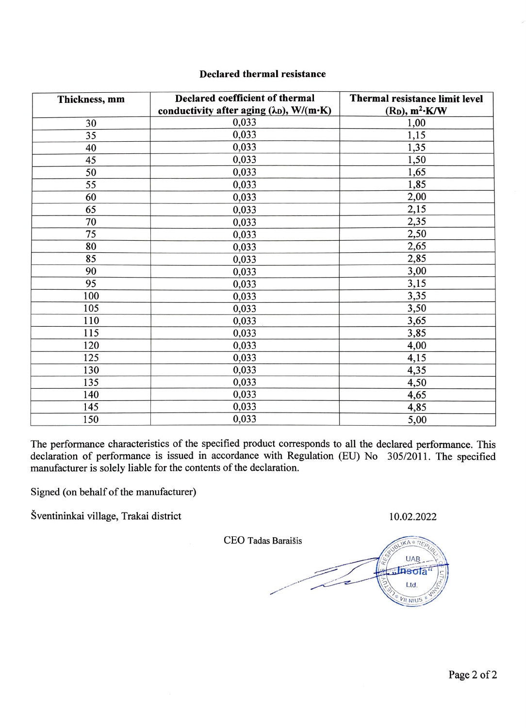## Declared thermal resistance

| Thickness, mm | Declared coefficient of thermal conductivity after aging ($\lambda_D$), W/(m·K) | Thermal resistance limit level ($R_D$), m²·K/W |
|---|---|---|
| 30 | 0,033 | 1,00 |
| 35 | 0,033 | 1,15 |
| 40 | 0,033 | 1,35 |
| 45 | 0,033 | 1,50 |
| 50 | 0,033 | 1,65 |
| 55 | 0,033 | 1,85 |
| 60 | 0,033 | 2,00 |
| 65 | 0,033 | 2,15 |
| 70 | 0,033 | 2,35 |
| 75 | 0,033 | 2,50 |
| 80 | 0,033 | 2,65 |
| 85 | 0,033 | 2,85 |
| 90 | 0,033 | 3,00 |
| 95 | 0,033 | 3,15 |
| 100 | 0,033 | 3,35 |
| 105 | 0,033 | 3,50 |
| 110 | 0,033 | 3,65 |
| 115 | 0,033 | 3,85 |
| 120 | 0,033 | 4,00 |
| 125 | 0,033 | 4,15 |
| 130 | 0,033 | 4,35 |
| 135 | 0,033 | 4,50 |
| 140 | 0,033 | 4,65 |
| 145 | 0,033 | 4,85 |
| 150 | 0,033 | 5,00 |

The performance characteristics of the specified product corresponds to all the declared performance. This declaration of performance is issued in accordance with Regulation (EU) No 305/2011. The specified manufacturer is solely liable for the contents of the declaration.

Signed (on behalf of the manufacturer)

Šventininkai village, Trakai district

10.02.2022

CEO Tadas Baraišis

LIETUVOS RESPUBLIKA * REPUBLIC OF LITHUANIA * VILNIUS
UAB „Insola"
Ltd.